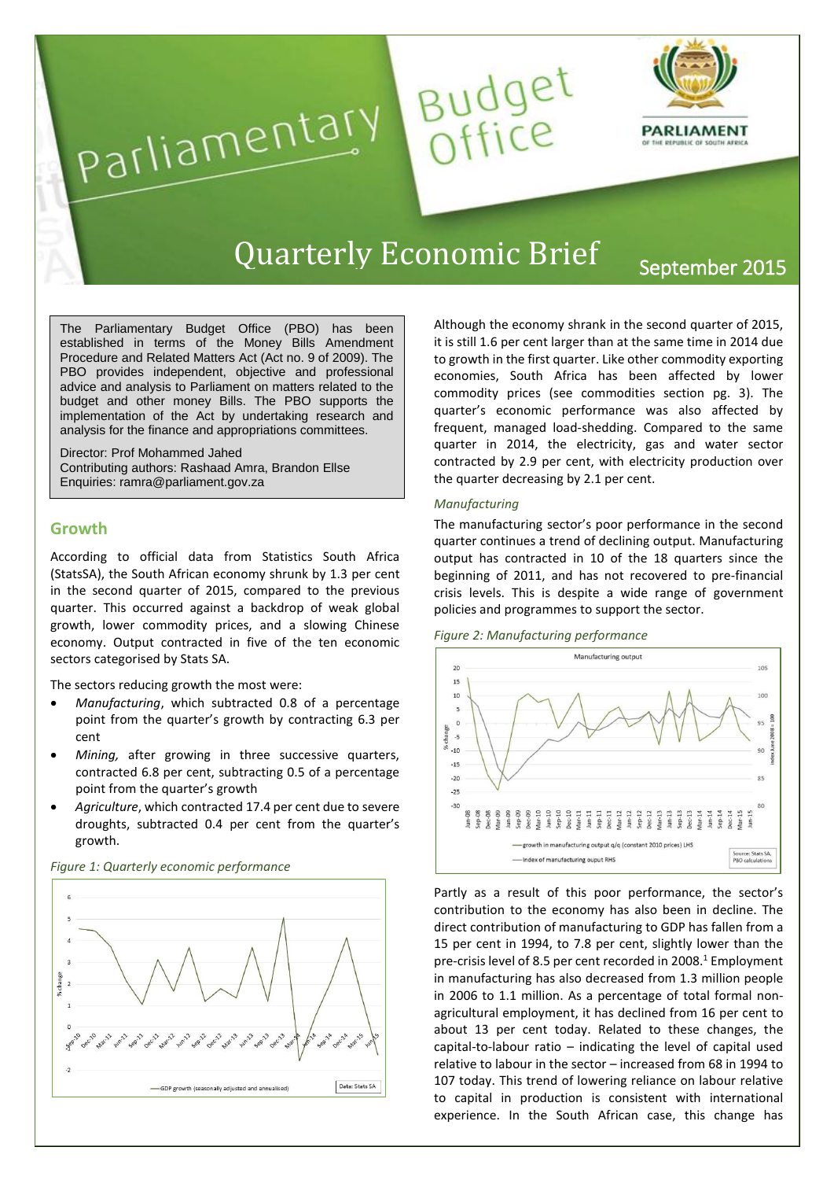# Parliamentary Budget Office

PARLIAMENT OF THE REPUBLIC OF SOUTH AFRICA

## Quarterly Economic Brief

September 2015

> The Parliamentary Budget Office (PBO) has been established in terms of the Money Bills Amendment Procedure and Related Matters Act (Act no. 9 of 2009). The PBO provides independent, objective and professional advice and analysis to Parliament on matters related to the budget and other money Bills. The PBO supports the implementation of the Act by undertaking research and analysis for the finance and appropriations committees.
>
> Director: Prof Mohammed Jahed
> Contributing authors: Rashaad Amra, Brandon Ellse
> Enquiries: ramra@parliament.gov.za

## Growth

According to official data from Statistics South Africa (StatsSA), the South African economy shrunk by 1.3 per cent in the second quarter of 2015, compared to the previous quarter. This occurred against a backdrop of weak global growth, lower commodity prices, and a slowing Chinese economy. Output contracted in five of the ten economic sectors categorised by Stats SA.

The sectors reducing growth the most were:

- *Manufacturing*, which subtracted 0.8 of a percentage point from the quarter's growth by contracting 6.3 per cent
- *Mining,* after growing in three successive quarters, contracted 6.8 per cent, subtracting 0.5 of a percentage point from the quarter's growth
- *Agriculture*, which contracted 17.4 per cent due to severe droughts, subtracted 0.4 per cent from the quarter's growth.

*Figure 1: Quarterly economic performance*

Although the economy shrank in the second quarter of 2015, it is still 1.6 per cent larger than at the same time in 2014 due to growth in the first quarter. Like other commodity exporting economies, South Africa has been affected by lower commodity prices (see commodities section pg. 3). The quarter's economic performance was also affected by frequent, managed load-shedding. Compared to the same quarter in 2014, the electricity, gas and water sector contracted by 2.9 per cent, with electricity production over the quarter decreasing by 2.1 per cent.

### *Manufacturing*

The manufacturing sector's poor performance in the second quarter continues a trend of declining output. Manufacturing output has contracted in 10 of the 18 quarters since the beginning of 2011, and has not recovered to pre-financial crisis levels. This is despite a wide range of government policies and programmes to support the sector.

*Figure 2: Manufacturing performance*

Partly as a result of this poor performance, the sector's contribution to the economy has also been in decline. The direct contribution of manufacturing to GDP has fallen from a 15 per cent in 1994, to 7.8 per cent, slightly lower than the pre-crisis level of 8.5 per cent recorded in 2008.[1] Employment in manufacturing has also decreased from 1.3 million people in 2006 to 1.1 million. As a percentage of total formal non-agricultural employment, it has declined from 16 per cent to about 13 per cent today. Related to these changes, the capital-to-labour ratio – indicating the level of capital used relative to labour in the sector – increased from 68 in 1994 to 107 today. This trend of lowering reliance on labour relative to capital in production is consistent with international experience. In the South African case, this change has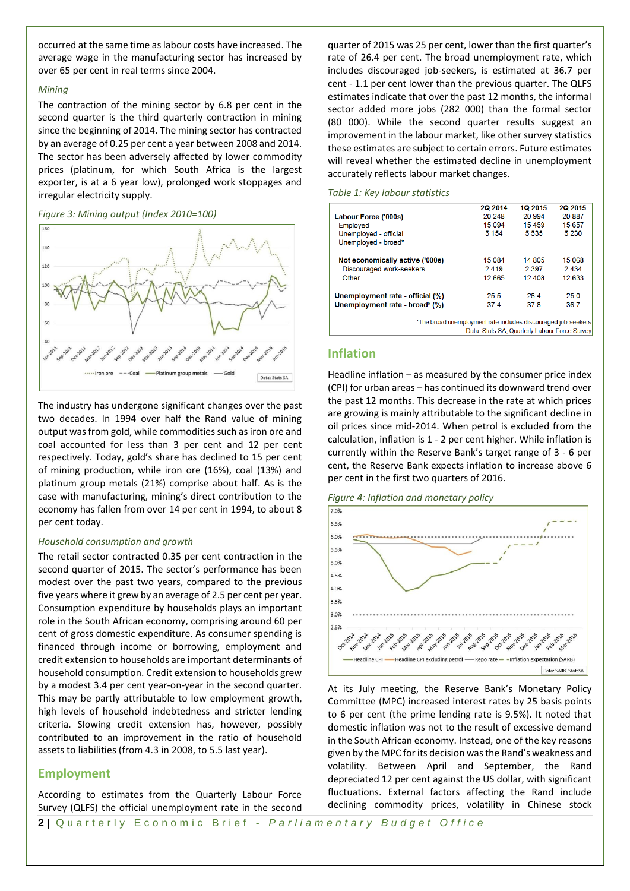occurred at the same time as labour costs have increased. The average wage in the manufacturing sector has increased by over 65 per cent in real terms since 2004.

### *Mining*

The contraction of the mining sector by 6.8 per cent in the second quarter is the third quarterly contraction in mining since the beginning of 2014. The mining sector has contracted by an average of 0.25 per cent a year between 2008 and 2014. The sector has been adversely affected by lower commodity prices (platinum, for which South Africa is the largest exporter, is at a 6 year low), prolonged work stoppages and irregular electricity supply.

*Figure 3: Mining output (Index 2010=100)*

The industry has undergone significant changes over the past two decades. In 1994 over half the Rand value of mining output was from gold, while commodities such as iron ore and coal accounted for less than 3 per cent and 12 per cent respectively. Today, gold's share has declined to 15 per cent of mining production, while iron ore (16%), coal (13%) and platinum group metals (21%) comprise about half. As is the case with manufacturing, mining's direct contribution to the economy has fallen from over 14 per cent in 1994, to about 8 per cent today.

### *Household consumption and growth*

The retail sector contracted 0.35 per cent contraction in the second quarter of 2015. The sector's performance has been modest over the past two years, compared to the previous five years where it grew by an average of 2.5 per cent per year. Consumption expenditure by households plays an important role in the South African economy, comprising around 60 per cent of gross domestic expenditure. As consumer spending is financed through income or borrowing, employment and credit extension to households are important determinants of household consumption. Credit extension to households grew by a modest 3.4 per cent year-on-year in the second quarter. This may be partly attributable to low employment growth, high levels of household indebtedness and stricter lending criteria. Slowing credit extension has, however, possibly contributed to an improvement in the ratio of household assets to liabilities (from 4.3 in 2008, to 5.5 last year).

## Employment

According to estimates from the Quarterly Labour Force Survey (QLFS) the official unemployment rate in the second quarter of 2015 was 25 per cent, lower than the first quarter's rate of 26.4 per cent. The broad unemployment rate, which includes discouraged job-seekers, is estimated at 36.7 per cent - 1.1 per cent lower than the previous quarter. The QLFS estimates indicate that over the past 12 months, the informal sector added more jobs (282 000) than the formal sector (80 000). While the second quarter results suggest an improvement in the labour market, like other survey statistics these estimates are subject to certain errors. Future estimates will reveal whether the estimated decline in unemployment accurately reflects labour market changes.

*Table 1: Key labour statistics*

| | 2Q 2014 | 1Q 2015 | 2Q 2015 |
|---|---|---|---|
| **Labour Force ('000s)** | 20 248 | 20 994 | 20 887 |
| Employed | 15 094 | 15 459 | 15 657 |
| Unemployed - official | 5 154 | 5 535 | 5 230 |
| Unemployed - broad* | | | |
| **Not economically active ('000s)** | 15 084 | 14 805 | 15 068 |
| Discouraged work-seekers | 2 419 | 2 397 | 2 434 |
| Other | 12 665 | 12 408 | 12 633 |
| **Unemployment rate - official (%)** | 25.5 | 26.4 | 25.0 |
| **Unemployment rate - broad* (%)** | 37.4 | 37.8 | 36.7 |

*The broad unemployment rate includes discouraged job-seekers

Data: Stats SA, Quarterly Labour Force Survey

## Inflation

Headline inflation – as measured by the consumer price index (CPI) for urban areas – has continued its downward trend over the past 12 months. This decrease in the rate at which prices are growing is mainly attributable to the significant decline in oil prices since mid-2014. When petrol is excluded from the calculation, inflation is 1 - 2 per cent higher. While inflation is currently within the Reserve Bank's target range of 3 - 6 per cent, the Reserve Bank expects inflation to increase above 6 per cent in the first two quarters of 2016.

*Figure 4: Inflation and monetary policy*

At its July meeting, the Reserve Bank's Monetary Policy Committee (MPC) increased interest rates by 25 basis points to 6 per cent (the prime lending rate is 9.5%). It noted that domestic inflation was not to the result of excessive demand in the South African economy. Instead, one of the key reasons given by the MPC for its decision was the Rand's weakness and volatility. Between April and September, the Rand depreciated 12 per cent against the US dollar, with significant fluctuations. External factors affecting the Rand include declining commodity prices, volatility in Chinese stock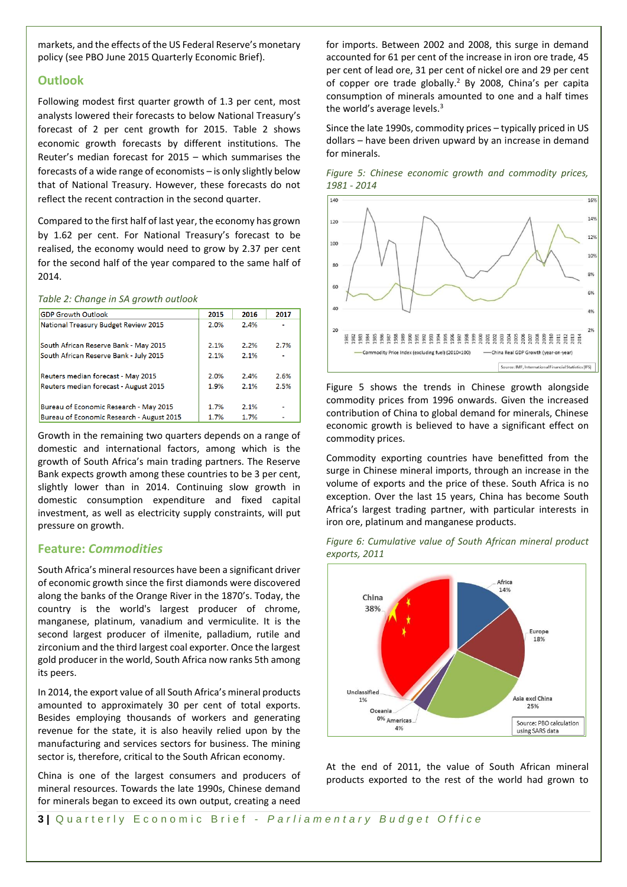markets, and the effects of the US Federal Reserve's monetary policy (see PBO June 2015 Quarterly Economic Brief).

## Outlook

Following modest first quarter growth of 1.3 per cent, most analysts lowered their forecasts to below National Treasury's forecast of 2 per cent growth for 2015. Table 2 shows economic growth forecasts by different institutions. The Reuter's median forecast for 2015 – which summarises the forecasts of a wide range of economists – is only slightly below that of National Treasury. However, these forecasts do not reflect the recent contraction in the second quarter.

Compared to the first half of last year, the economy has grown by 1.62 per cent. For National Treasury's forecast to be realised, the economy would need to grow by 2.37 per cent for the second half of the year compared to the same half of 2014.

*Table 2: Change in SA growth outlook*

| GDP Growth Outlook | 2015 | 2016 | 2017 |
|---|---|---|---|
| National Treasury Budget Review 2015 | 2.0% | 2.4% | - |
| South African Reserve Bank - May 2015 | 2.1% | 2.2% | 2.7% |
| South African Reserve Bank - July 2015 | 2.1% | 2.1% | - |
| Reuters median forecast - May 2015 | 2.0% | 2.4% | 2.6% |
| Reuters median forecast - August 2015 | 1.9% | 2.1% | 2.5% |
| Bureau of Economic Research - May 2015 | 1.7% | 2.1% | - |
| Bureau of Economic Research - August 2015 | 1.7% | 1.7% | - |

Growth in the remaining two quarters depends on a range of domestic and international factors, among which is the growth of South Africa's main trading partners. The Reserve Bank expects growth among these countries to be 3 per cent, slightly lower than in 2014. Continuing slow growth in domestic consumption expenditure and fixed capital investment, as well as electricity supply constraints, will put pressure on growth.

## Feature: *Commodities*

South Africa's mineral resources have been a significant driver of economic growth since the first diamonds were discovered along the banks of the Orange River in the 1870's. Today, the country is the world's largest producer of chrome, manganese, platinum, vanadium and vermiculite. It is the second largest producer of ilmenite, palladium, rutile and zirconium and the third largest coal exporter. Once the largest gold producer in the world, South Africa now ranks 5th among its peers.

In 2014, the export value of all South Africa's mineral products amounted to approximately 30 per cent of total exports. Besides employing thousands of workers and generating revenue for the state, it is also heavily relied upon by the manufacturing and services sectors for business. The mining sector is, therefore, critical to the South African economy.

China is one of the largest consumers and producers of mineral resources. Towards the late 1990s, Chinese demand for minerals began to exceed its own output, creating a need for imports. Between 2002 and 2008, this surge in demand accounted for 61 per cent of the increase in iron ore trade, 45 per cent of lead ore, 31 per cent of nickel ore and 29 per cent of copper ore trade globally.[2] By 2008, China's per capita consumption of minerals amounted to one and a half times the world's average levels.[3]

Since the late 1990s, commodity prices – typically priced in US dollars – have been driven upward by an increase in demand for minerals.

*Figure 5: Chinese economic growth and commodity prices, 1981 - 2014*

Figure 5 shows the trends in Chinese growth alongside commodity prices from 1996 onwards. Given the increased contribution of China to global demand for minerals, Chinese economic growth is believed to have a significant effect on commodity prices.

Commodity exporting countries have benefitted from the surge in Chinese mineral imports, through an increase in the volume of exports and the price of these. South Africa is no exception. Over the last 15 years, China has become South Africa's largest trading partner, with particular interests in iron ore, platinum and manganese products.

*Figure 6: Cumulative value of South African mineral product exports, 2011*

At the end of 2011, the value of South African mineral products exported to the rest of the world had grown to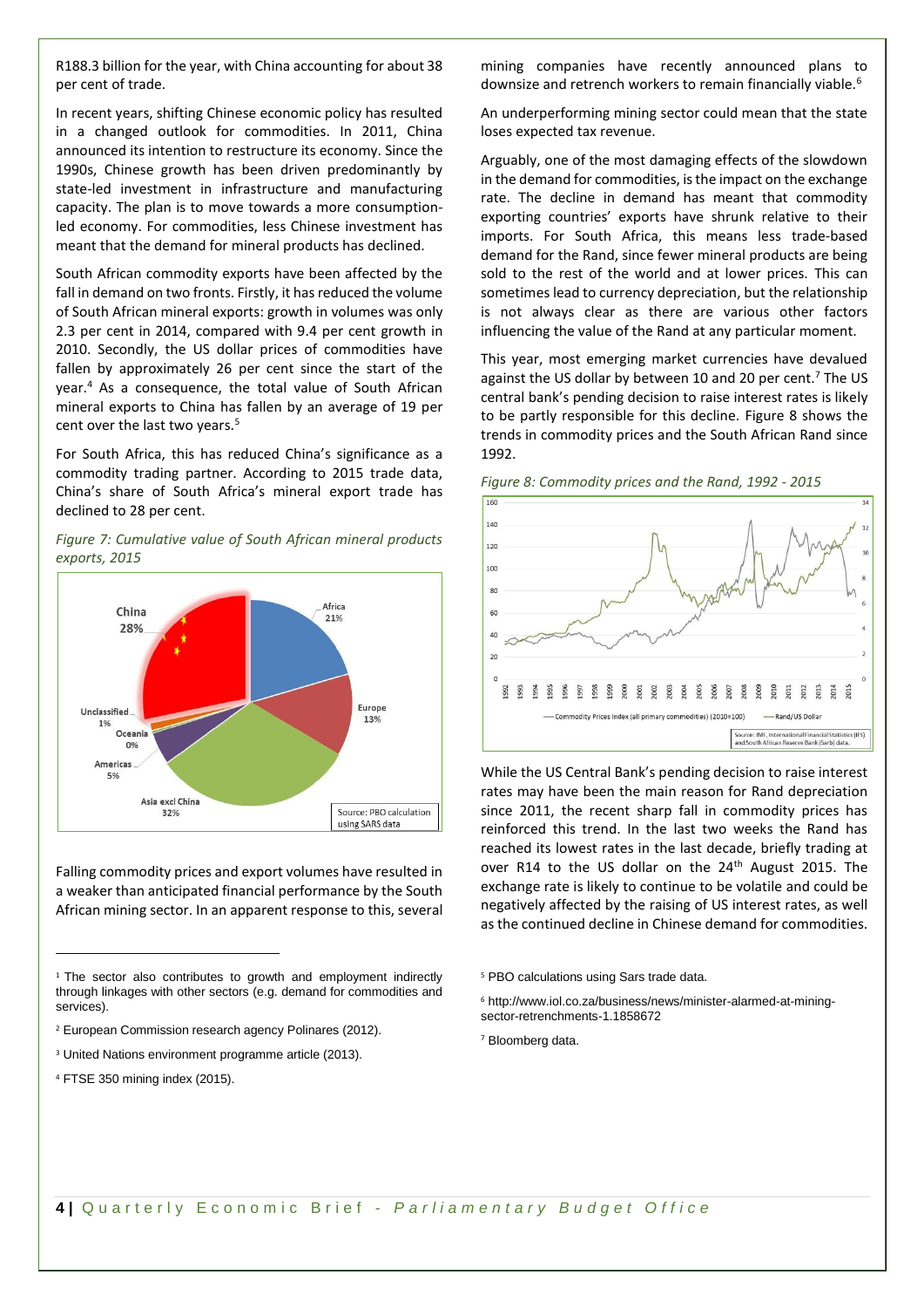R188.3 billion for the year, with China accounting for about 38 per cent of trade.

In recent years, shifting Chinese economic policy has resulted in a changed outlook for commodities. In 2011, China announced its intention to restructure its economy. Since the 1990s, Chinese growth has been driven predominantly by state-led investment in infrastructure and manufacturing capacity. The plan is to move towards a more consumption-led economy. For commodities, less Chinese investment has meant that the demand for mineral products has declined.

South African commodity exports have been affected by the fall in demand on two fronts. Firstly, it has reduced the volume of South African mineral exports: growth in volumes was only 2.3 per cent in 2014, compared with 9.4 per cent growth in 2010. Secondly, the US dollar prices of commodities have fallen by approximately 26 per cent since the start of the year.[4] As a consequence, the total value of South African mineral exports to China has fallen by an average of 19 per cent over the last two years.[5]

For South Africa, this has reduced China's significance as a commodity trading partner. According to 2015 trade data, China's share of South Africa's mineral export trade has declined to 28 per cent.

*Figure 7: Cumulative value of South African mineral products exports, 2015*

China 28%
Africa 21%
Europe 13%
Asia excl China 32%
Americas 5%
Oceania 0%
Unclassified 1%
Source: PBO calculation using SARS data

Falling commodity prices and export volumes have resulted in a weaker than anticipated financial performance by the South African mining sector. In an apparent response to this, several mining companies have recently announced plans to downsize and retrench workers to remain financially viable.[6]

An underperforming mining sector could mean that the state loses expected tax revenue.

Arguably, one of the most damaging effects of the slowdown in the demand for commodities, is the impact on the exchange rate. The decline in demand has meant that commodity exporting countries' exports have shrunk relative to their imports. For South Africa, this means less trade-based demand for the Rand, since fewer mineral products are being sold to the rest of the world and at lower prices. This can sometimes lead to currency depreciation, but the relationship is not always clear as there are various other factors influencing the value of the Rand at any particular moment.

This year, most emerging market currencies have devalued against the US dollar by between 10 and 20 per cent.[7] The US central bank's pending decision to raise interest rates is likely to be partly responsible for this decline. Figure 8 shows the trends in commodity prices and the South African Rand since 1992.

*Figure 8: Commodity prices and the Rand, 1992 - 2015*

Commodity Prices Index (all primary commodities) (2010=100)
Rand/US Dollar
Source: IMF, International Financial Statistics (IFS) and South African Reserve Bank (Sarb) data.

While the US Central Bank's pending decision to raise interest rates may have been the main reason for Rand depreciation since 2011, the recent sharp fall in commodity prices has reinforced this trend. In the last two weeks the Rand has reached its lowest rates in the last decade, briefly trading at over R14 to the US dollar on the 24th August 2015. The exchange rate is likely to continue to be volatile and could be negatively affected by the raising of US interest rates, as well as the continued decline in Chinese demand for commodities.

---

[1] The sector also contributes to growth and employment indirectly through linkages with other sectors (e.g. demand for commodities and services).

[2] European Commission research agency Polinares (2012).

[3] United Nations environment programme article (2013).

[4] FTSE 350 mining index (2015).

[5] PBO calculations using Sars trade data.

[6] http://www.iol.co.za/business/news/minister-alarmed-at-mining-sector-retrenchments-1.1858672

[7] Bloomberg data.